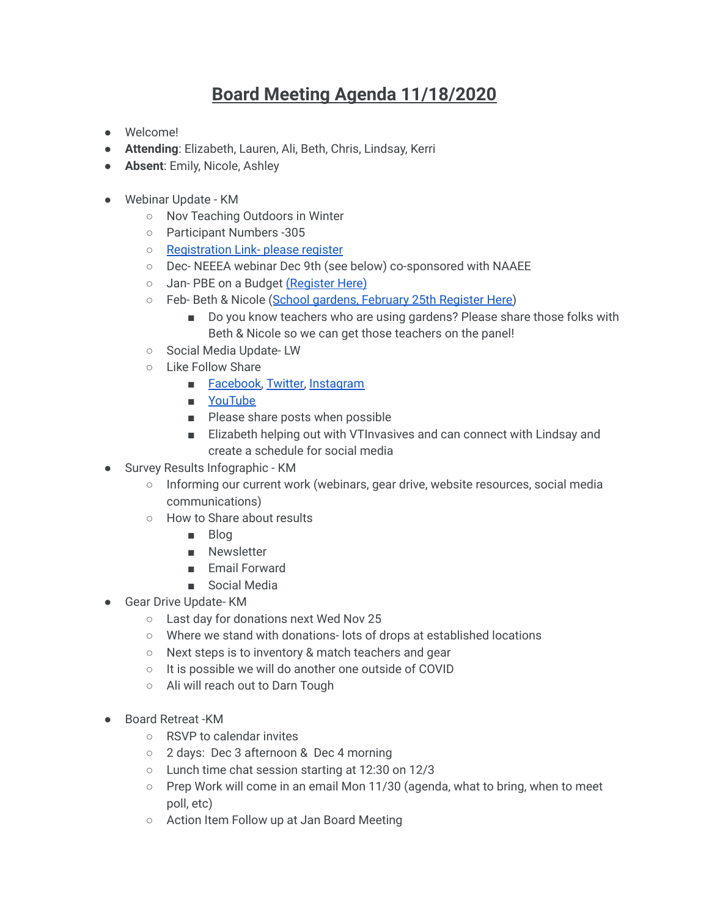# Board Meeting Agenda 11/18/2020

- Welcome!
- **Attending**: Elizabeth, Lauren, Ali, Beth, Chris, Lindsay, Kerri
- **Absent**: Emily, Nicole, Ashley

- Webinar Update - KM
  - Nov Teaching Outdoors in Winter
  - Participant Numbers -305
  - Registration Link- please register
  - Dec- NEEEA webinar Dec 9th (see below) co-sponsored with NAAEE
  - Jan- PBE on a Budget (Register Here)
  - Feb- Beth & Nicole (School gardens, February 25th Register Here)
    - Do you know teachers who are using gardens? Please share those folks with Beth & Nicole so we can get those teachers on the panel!
  - Social Media Update- LW
  - Like Follow Share
    - Facebook, Twitter, Instagram
    - YouTube
    - Please share posts when possible
    - Elizabeth helping out with VTInvasives and can connect with Lindsay and create a schedule for social media
- Survey Results Infographic - KM
  - Informing our current work (webinars, gear drive, website resources, social media communications)
  - How to Share about results
    - Blog
    - Newsletter
    - Email Forward
    - Social Media
- Gear Drive Update- KM
  - Last day for donations next Wed Nov 25
  - Where we stand with donations- lots of drops at established locations
  - Next steps is to inventory & match teachers and gear
  - It is possible we will do another one outside of COVID
  - Ali will reach out to Darn Tough

- Board Retreat -KM
  - RSVP to calendar invites
  - 2 days: Dec 3 afternoon & Dec 4 morning
  - Lunch time chat session starting at 12:30 on 12/3
  - Prep Work will come in an email Mon 11/30 (agenda, what to bring, when to meet poll, etc)
  - Action Item Follow up at Jan Board Meeting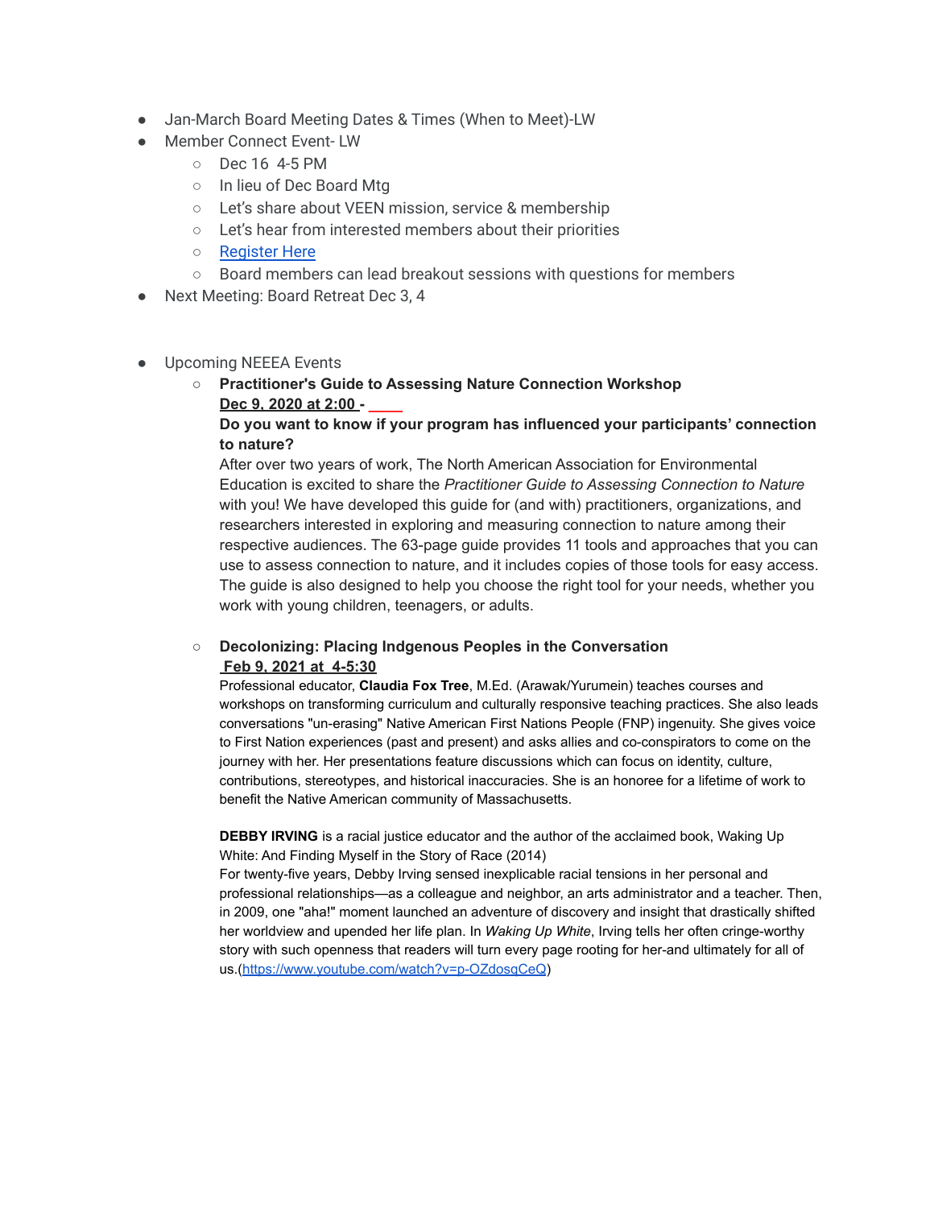- Jan-March Board Meeting Dates & Times (When to Meet)-LW
- Member Connect Event- LW
  - Dec 16 4-5 PM
  - In lieu of Dec Board Mtg
  - Let's share about VEEN mission, service & membership
  - Let's hear from interested members about their priorities
  - [Register Here]
  - Board members can lead breakout sessions with questions for members
- Next Meeting: Board Retreat Dec 3, 4

- Upcoming NEEEA Events
  - **Practitioner's Guide to Assessing Nature Connection Workshop**
    **Dec 9, 2020 at 2:00 - ____**
    **Do you want to know if your program has influenced your participants' connection to nature?**
    After over two years of work, The North American Association for Environmental Education is excited to share the *Practitioner Guide to Assessing Connection to Nature* with you! We have developed this guide for (and with) practitioners, organizations, and researchers interested in exploring and measuring connection to nature among their respective audiences. The 63-page guide provides 11 tools and approaches that you can use to assess connection to nature, and it includes copies of those tools for easy access. The guide is also designed to help you choose the right tool for your needs, whether you work with young children, teenagers, or adults.

  - **Decolonizing: Placing Indgenous Peoples in the Conversation**
    **Feb 9, 2021 at 4-5:30**
    Professional educator, **Claudia Fox Tree**, M.Ed. (Arawak/Yurumein) teaches courses and workshops on transforming curriculum and culturally responsive teaching practices. She also leads conversations "un-erasing" Native American First Nations People (FNP) ingenuity. She gives voice to First Nation experiences (past and present) and asks allies and co-conspirators to come on the journey with her. Her presentations feature discussions which can focus on identity, culture, contributions, stereotypes, and historical inaccuracies. She is an honoree for a lifetime of work to benefit the Native American community of Massachusetts.

    **DEBBY IRVING** is a racial justice educator and the author of the acclaimed book, Waking Up White: And Finding Myself in the Story of Race (2014)
    For twenty-five years, Debby Irving sensed inexplicable racial tensions in her personal and professional relationships—as a colleague and neighbor, an arts administrator and a teacher. Then, in 2009, one "aha!" moment launched an adventure of discovery and insight that drastically shifted her worldview and upended her life plan. In *Waking Up White*, Irving tells her often cringe-worthy story with such openness that readers will turn every page rooting for her-and ultimately for all of us.(https://www.youtube.com/watch?v=p-OZdosqCeQ)